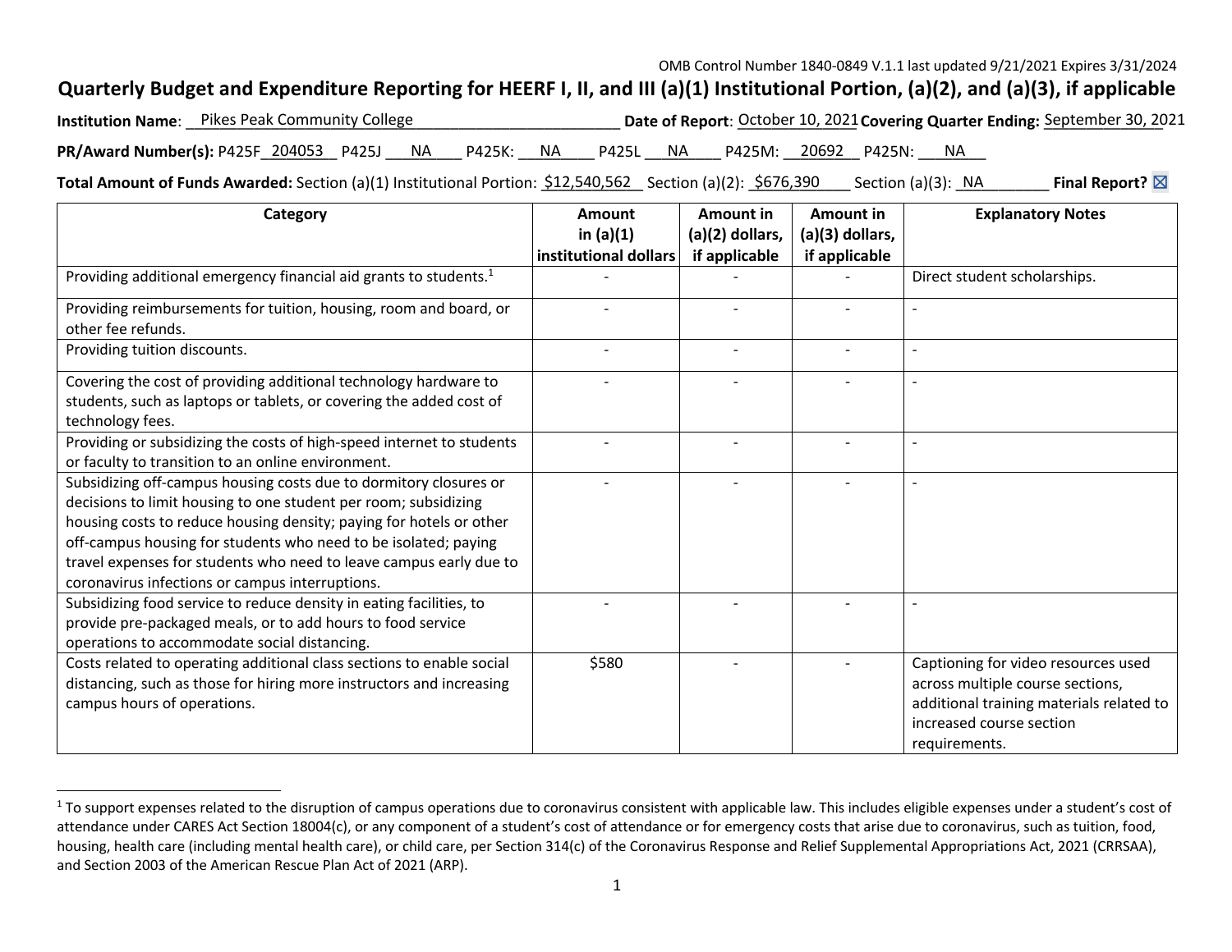OMB Control Number 1840-0849 V.1.1 last updated 9/21/2021 Expires 3/31/2024

# Quarterly Budget and Expenditure Reporting for HEERF I, II, and III (a)(1) Institutional Portion, (a)(2), and (a)(3), if applicable

**Institution Name**: Pikes Peak Community College **Date of Report**: October 10, 2021 **Covering Quarter Ending:** September 30, 2021

**PR/Award Number(s):** P425F 204053 P425J NA P425K: NA P425L NA P425M: 20692 P425N: NA

**Total Amount of Funds Awarded:** Section (a)(1) Institutional Portion: $12,540,562 Section (a)(2): $676,390 Section (a)(3): NA **Final Report?** ☒

| Category | Amount in (a)(1) institutional dollars | Amount in (a)(2) dollars, if applicable | Amount in (a)(3) dollars, if applicable | Explanatory Notes |
|---|---|---|---|---|
| Providing additional emergency financial aid grants to students.[1] | - | - | - | Direct student scholarships. |
| Providing reimbursements for tuition, housing, room and board, or other fee refunds. | - | - | - | - |
| Providing tuition discounts. | - | - | - | - |
| Covering the cost of providing additional technology hardware to students, such as laptops or tablets, or covering the added cost of technology fees. | - | - | - | - |
| Providing or subsidizing the costs of high-speed internet to students or faculty to transition to an online environment. | - | - | - | - |
| Subsidizing off-campus housing costs due to dormitory closures or decisions to limit housing to one student per room; subsidizing housing costs to reduce housing density; paying for hotels or other off-campus housing for students who need to be isolated; paying travel expenses for students who need to leave campus early due to coronavirus infections or campus interruptions. | - | - | - | - |
| Subsidizing food service to reduce density in eating facilities, to provide pre-packaged meals, or to add hours to food service operations to accommodate social distancing. | - | - | - | - |
| Costs related to operating additional class sections to enable social distancing, such as those for hiring more instructors and increasing campus hours of operations. | $580 | - | - | Captioning for video resources used across multiple course sections, additional training materials related to increased course section requirements. |

[1] To support expenses related to the disruption of campus operations due to coronavirus consistent with applicable law. This includes eligible expenses under a student's cost of attendance under CARES Act Section 18004(c), or any component of a student's cost of attendance or for emergency costs that arise due to coronavirus, such as tuition, food, housing, health care (including mental health care), or child care, per Section 314(c) of the Coronavirus Response and Relief Supplemental Appropriations Act, 2021 (CRRSAA), and Section 2003 of the American Rescue Plan Act of 2021 (ARP).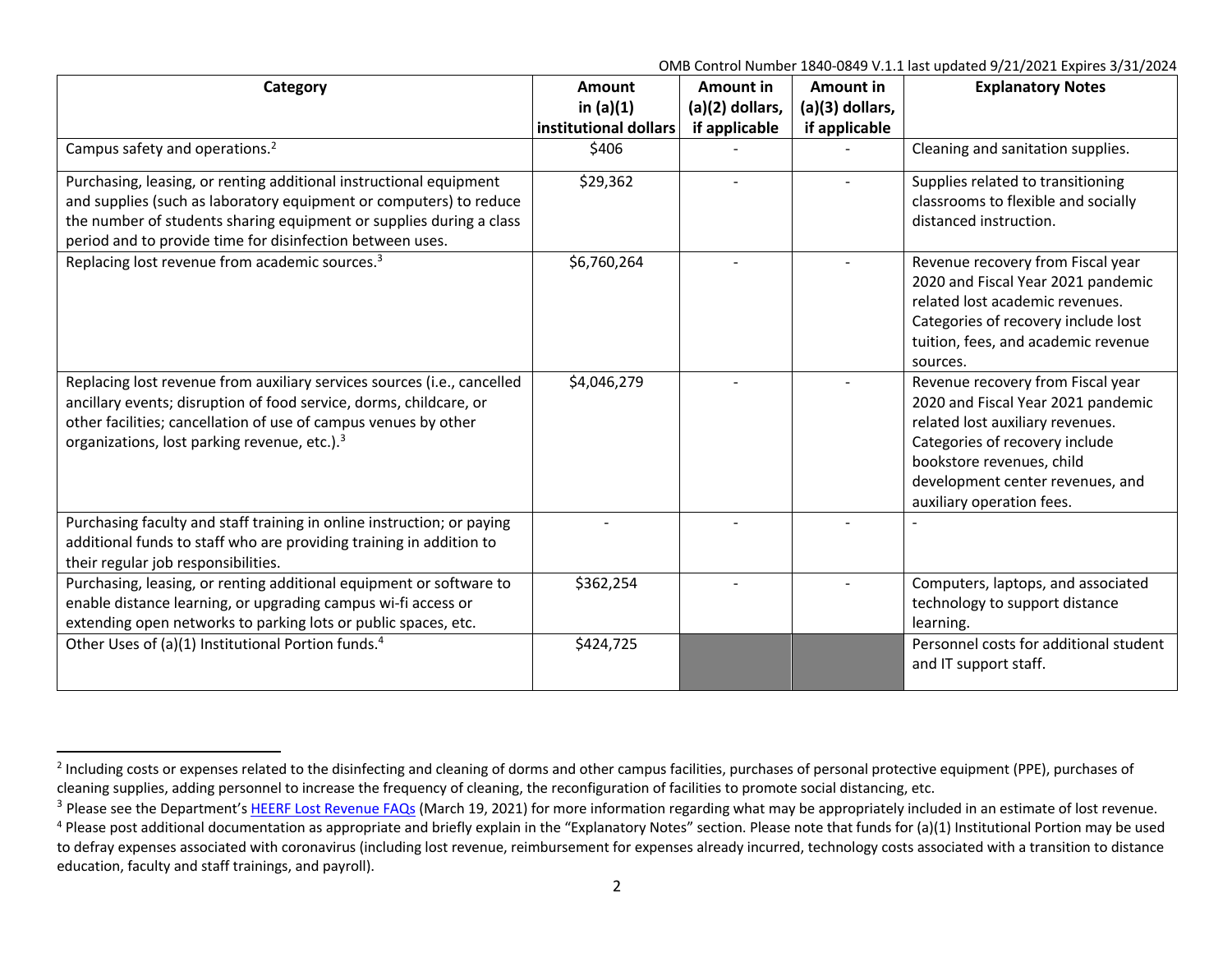| Category | Amount in (a)(1) institutional dollars | Amount in (a)(2) dollars, if applicable | Amount in (a)(3) dollars, if applicable | Explanatory Notes |
|---|---|---|---|---|
| Campus safety and operations.[2] | $406 | - | - | Cleaning and sanitation supplies. |
| Purchasing, leasing, or renting additional instructional equipment and supplies (such as laboratory equipment or computers) to reduce the number of students sharing equipment or supplies during a class period and to provide time for disinfection between uses. | $29,362 | - | - | Supplies related to transitioning classrooms to flexible and socially distanced instruction. |
| Replacing lost revenue from academic sources.[3] | $6,760,264 | - | - | Revenue recovery from Fiscal year 2020 and Fiscal Year 2021 pandemic related lost academic revenues. Categories of recovery include lost tuition, fees, and academic revenue sources. |
| Replacing lost revenue from auxiliary services sources (i.e., cancelled ancillary events; disruption of food service, dorms, childcare, or other facilities; cancellation of use of campus venues by other organizations, lost parking revenue, etc.).[3] | $4,046,279 | - | - | Revenue recovery from Fiscal year 2020 and Fiscal Year 2021 pandemic related lost auxiliary revenues. Categories of recovery include bookstore revenues, child development center revenues, and auxiliary operation fees. |
| Purchasing faculty and staff training in online instruction; or paying additional funds to staff who are providing training in addition to their regular job responsibilities. | - | - | - | - |
| Purchasing, leasing, or renting additional equipment or software to enable distance learning, or upgrading campus wi-fi access or extending open networks to parking lots or public spaces, etc. | $362,254 | - | - | Computers, laptops, and associated technology to support distance learning. |
| Other Uses of (a)(1) Institutional Portion funds.[4] | $424,725 | | | Personnel costs for additional student and IT support staff. |

[2] Including costs or expenses related to the disinfecting and cleaning of dorms and other campus facilities, purchases of personal protective equipment (PPE), purchases of cleaning supplies, adding personnel to increase the frequency of cleaning, the reconfiguration of facilities to promote social distancing, etc.

[3] Please see the Department's HEERF Lost Revenue FAQs (March 19, 2021) for more information regarding what may be appropriately included in an estimate of lost revenue.

[4] Please post additional documentation as appropriate and briefly explain in the "Explanatory Notes" section. Please note that funds for (a)(1) Institutional Portion may be used to defray expenses associated with coronavirus (including lost revenue, reimbursement for expenses already incurred, technology costs associated with a transition to distance education, faculty and staff trainings, and payroll).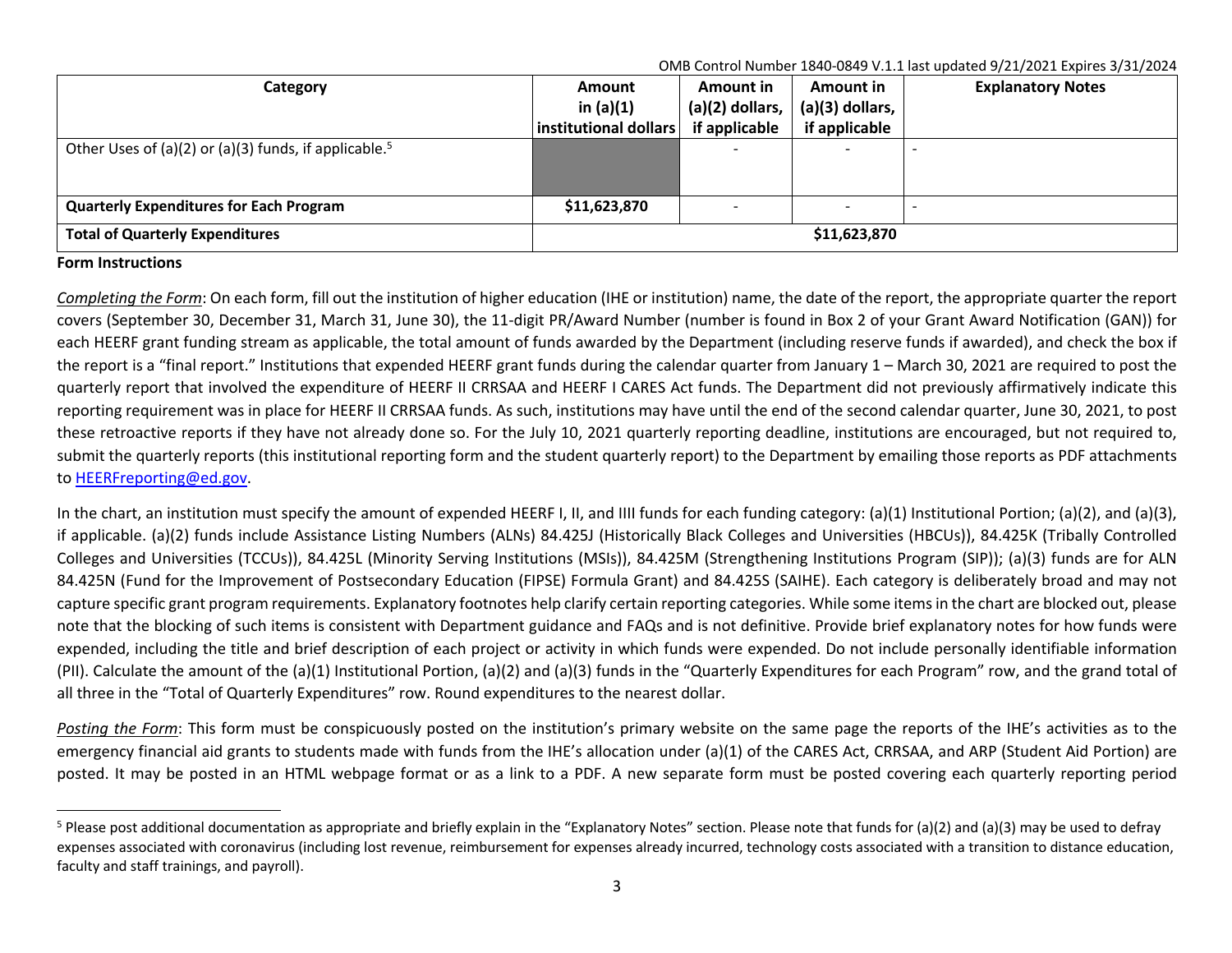OMB Control Number 1840-0849 V.1.1 last updated 9/21/2021 Expires 3/31/2024

| Category | Amount in (a)(1) institutional dollars | Amount in (a)(2) dollars, if applicable | Amount in (a)(3) dollars, if applicable | Explanatory Notes |
|---|---|---|---|---|
| Other Uses of (a)(2) or (a)(3) funds, if applicable.[5] | | - | - | - |
| **Quarterly Expenditures for Each Program** | **$11,623,870** | - | - | - |
| **Total of Quarterly Expenditures** | **$11,623,870** | | | |

**Form Instructions**

*Completing the Form*: On each form, fill out the institution of higher education (IHE or institution) name, the date of the report, the appropriate quarter the report covers (September 30, December 31, March 31, June 30), the 11-digit PR/Award Number (number is found in Box 2 of your Grant Award Notification (GAN)) for each HEERF grant funding stream as applicable, the total amount of funds awarded by the Department (including reserve funds if awarded), and check the box if the report is a "final report." Institutions that expended HEERF grant funds during the calendar quarter from January 1 – March 30, 2021 are required to post the quarterly report that involved the expenditure of HEERF II CRRSAA and HEERF I CARES Act funds. The Department did not previously affirmatively indicate this reporting requirement was in place for HEERF II CRRSAA funds. As such, institutions may have until the end of the second calendar quarter, June 30, 2021, to post these retroactive reports if they have not already done so. For the July 10, 2021 quarterly reporting deadline, institutions are encouraged, but not required to, submit the quarterly reports (this institutional reporting form and the student quarterly report) to the Department by emailing those reports as PDF attachments to HEERFreporting@ed.gov.

In the chart, an institution must specify the amount of expended HEERF I, II, and IIII funds for each funding category: (a)(1) Institutional Portion; (a)(2), and (a)(3), if applicable. (a)(2) funds include Assistance Listing Numbers (ALNs) 84.425J (Historically Black Colleges and Universities (HBCUs)), 84.425K (Tribally Controlled Colleges and Universities (TCCUs)), 84.425L (Minority Serving Institutions (MSIs)), 84.425M (Strengthening Institutions Program (SIP)); (a)(3) funds are for ALN 84.425N (Fund for the Improvement of Postsecondary Education (FIPSE) Formula Grant) and 84.425S (SAIHE). Each category is deliberately broad and may not capture specific grant program requirements. Explanatory footnotes help clarify certain reporting categories. While some items in the chart are blocked out, please note that the blocking of such items is consistent with Department guidance and FAQs and is not definitive. Provide brief explanatory notes for how funds were expended, including the title and brief description of each project or activity in which funds were expended. Do not include personally identifiable information (PII). Calculate the amount of the (a)(1) Institutional Portion, (a)(2) and (a)(3) funds in the "Quarterly Expenditures for each Program" row, and the grand total of all three in the "Total of Quarterly Expenditures" row. Round expenditures to the nearest dollar.

*Posting the Form*: This form must be conspicuously posted on the institution's primary website on the same page the reports of the IHE's activities as to the emergency financial aid grants to students made with funds from the IHE's allocation under (a)(1) of the CARES Act, CRRSAA, and ARP (Student Aid Portion) are posted. It may be posted in an HTML webpage format or as a link to a PDF. A new separate form must be posted covering each quarterly reporting period

[5] Please post additional documentation as appropriate and briefly explain in the "Explanatory Notes" section. Please note that funds for (a)(2) and (a)(3) may be used to defray expenses associated with coronavirus (including lost revenue, reimbursement for expenses already incurred, technology costs associated with a transition to distance education, faculty and staff trainings, and payroll).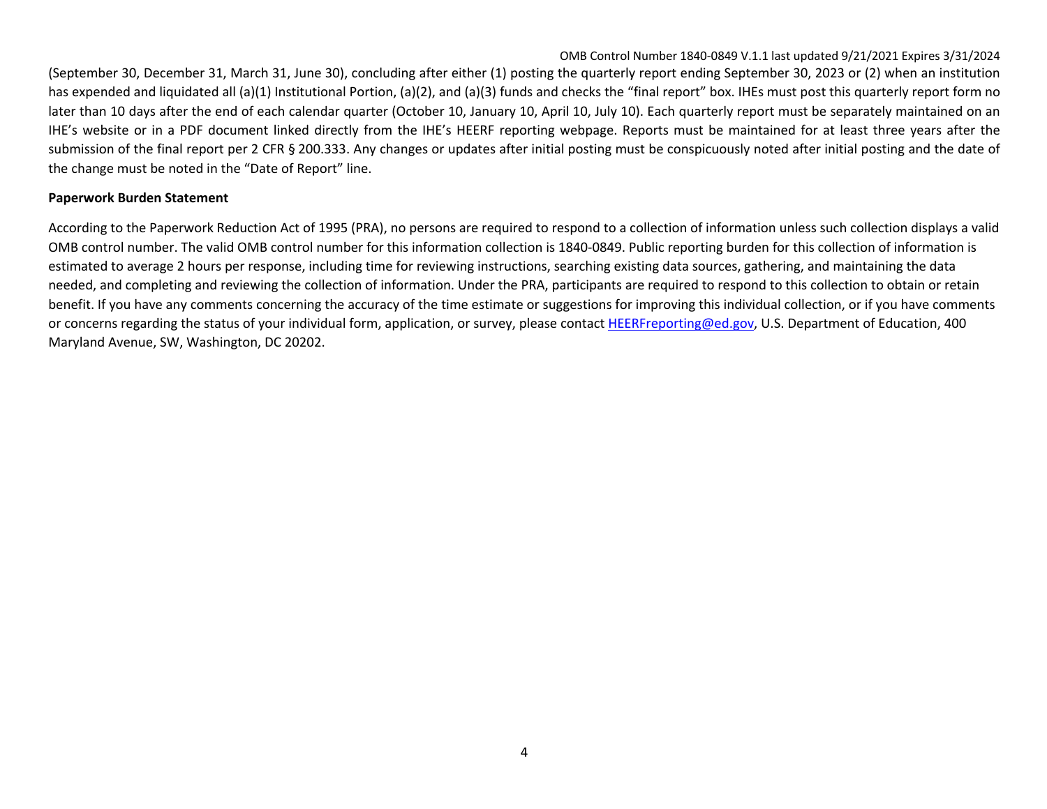(September 30, December 31, March 31, June 30), concluding after either (1) posting the quarterly report ending September 30, 2023 or (2) when an institution has expended and liquidated all (a)(1) Institutional Portion, (a)(2), and (a)(3) funds and checks the “final report” box. IHEs must post this quarterly report form no later than 10 days after the end of each calendar quarter (October 10, January 10, April 10, July 10). Each quarterly report must be separately maintained on an IHE’s website or in a PDF document linked directly from the IHE’s HEERF reporting webpage. Reports must be maintained for at least three years after the submission of the final report per 2 CFR § 200.333. Any changes or updates after initial posting must be conspicuously noted after initial posting and the date of the change must be noted in the “Date of Report” line.

**Paperwork Burden Statement**

According to the Paperwork Reduction Act of 1995 (PRA), no persons are required to respond to a collection of information unless such collection displays a valid OMB control number. The valid OMB control number for this information collection is 1840-0849. Public reporting burden for this collection of information is estimated to average 2 hours per response, including time for reviewing instructions, searching existing data sources, gathering, and maintaining the data needed, and completing and reviewing the collection of information. Under the PRA, participants are required to respond to this collection to obtain or retain benefit. If you have any comments concerning the accuracy of the time estimate or suggestions for improving this individual collection, or if you have comments or concerns regarding the status of your individual form, application, or survey, please contact HEERFreporting@ed.gov, U.S. Department of Education, 400 Maryland Avenue, SW, Washington, DC 20202.